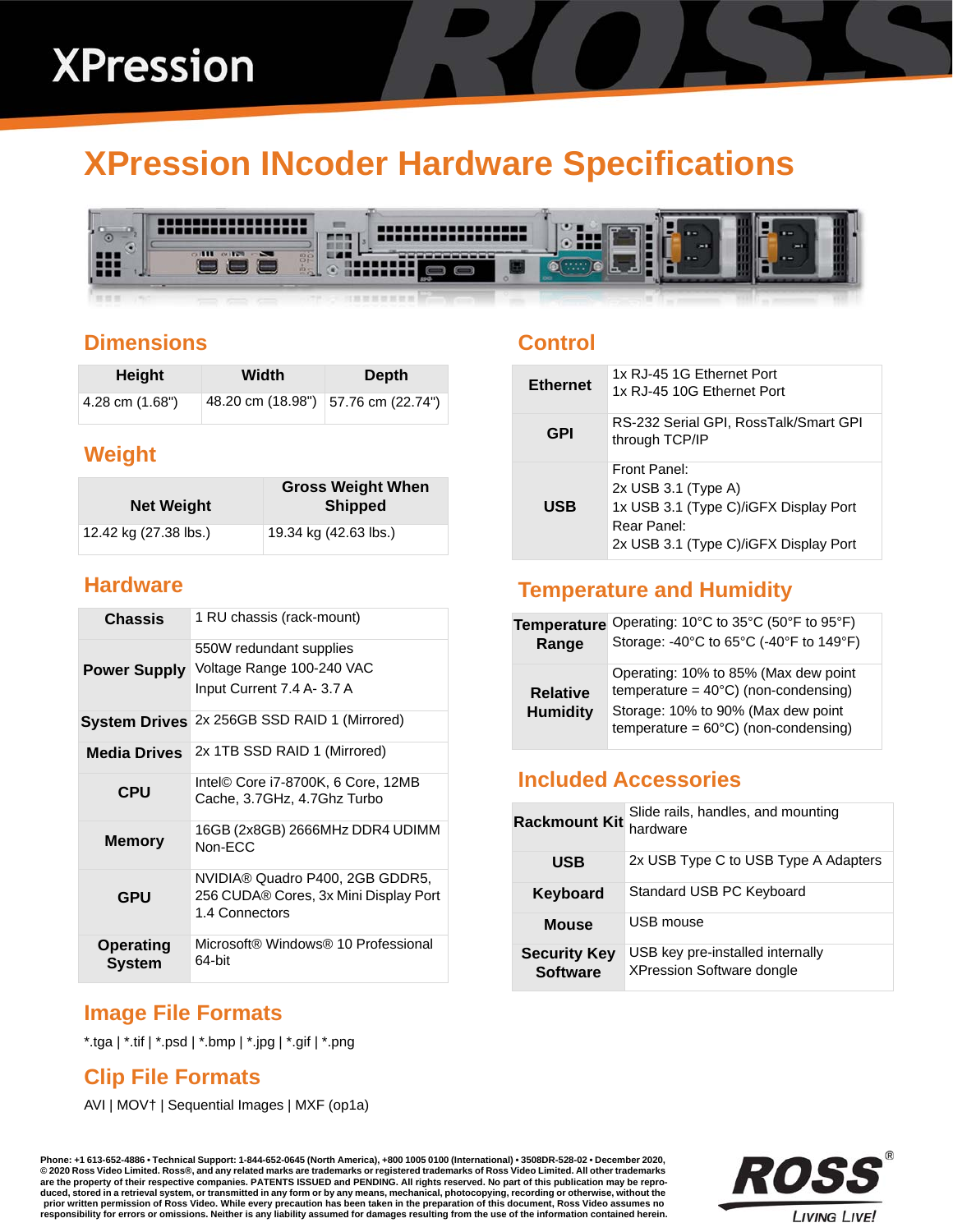# XPression

## XPression INcoder Hardware Specifications

### Dimensions

| Height | Width | Depth |
|---|---|---|
| 4.28 cm (1.68") | 48.20 cm (18.98") | 57.76 cm (22.74") |

### Weight

| Net Weight | Gross Weight When Shipped |
|---|---|
| 12.42 kg (27.38 lbs.) | 19.34 kg (42.63 lbs.) |

### Hardware

| | |
|---|---|
| **Chassis** | 1 RU chassis (rack-mount) |
| **Power Supply** | 550W redundant supplies<br>Voltage Range 100-240 VAC<br>Input Current 7.4 A- 3.7 A |
| **System Drives** | 2x 256GB SSD RAID 1 (Mirrored) |
| **Media Drives** | 2x 1TB SSD RAID 1 (Mirrored) |
| **CPU** | Intel© Core i7-8700K, 6 Core, 12MB Cache, 3.7GHz, 4.7Ghz Turbo |
| **Memory** | 16GB (2x8GB) 2666MHz DDR4 UDIMM Non-ECC |
| **GPU** | NVIDIA® Quadro P400, 2GB GDDR5, 256 CUDA® Cores, 3x Mini Display Port 1.4 Connectors |
| **Operating System** | Microsoft® Windows® 10 Professional 64-bit |

### Image File Formats

*.tga | *.tif | *.psd | *.bmp | *.jpg | *.gif | *.png

### Clip File Formats

AVI | MOV† | Sequential Images | MXF (op1a)

### Control

| | |
|---|---|
| **Ethernet** | 1x RJ-45 1G Ethernet Port<br>1x RJ-45 10G Ethernet Port |
| **GPI** | RS-232 Serial GPI, RossTalk/Smart GPI through TCP/IP |
| **USB** | Front Panel:<br>2x USB 3.1 (Type A)<br>1x USB 3.1 (Type C)/iGFX Display Port<br>Rear Panel:<br>2x USB 3.1 (Type C)/iGFX Display Port |

### Temperature and Humidity

| | |
|---|---|
| **Temperature Range** | Operating: 10°C to 35°C (50°F to 95°F)<br>Storage: -40°C to 65°C (-40°F to 149°F) |
| **Relative Humidity** | Operating: 10% to 85% (Max dew point temperature = 40°C) (non-condensing)<br>Storage: 10% to 90% (Max dew point temperature = 60°C) (non-condensing) |

### Included Accessories

| | |
|---|---|
| **Rackmount Kit** | Slide rails, handles, and mounting hardware |
| **USB** | 2x USB Type C to USB Type A Adapters |
| **Keyboard** | Standard USB PC Keyboard |
| **Mouse** | USB mouse |
| **Security Key Software** | USB key pre-installed internally XPression Software dongle |

**Phone: +1 613-652-4886 • Technical Support: 1-844-652-0645 (North America), +800 1005 0100 (International) • 3508DR-528-02 • December 2020, © 2020 Ross Video Limited. Ross®, and any related marks are trademarks or registered trademarks of Ross Video Limited. All other trademarks are the property of their respective companies. PATENTS ISSUED and PENDING. All rights reserved. No part of this publication may be reproduced, stored in a retrieval system, or transmitted in any form or by any means, mechanical, photocopying, recording or otherwise, without the prior written permission of Ross Video. While every precaution has been taken in the preparation of this document, Ross Video assumes no responsibility for errors or omissions. Neither is any liability assumed for damages resulting from the use of the information contained herein.**

ROSS® LIVING LIVE!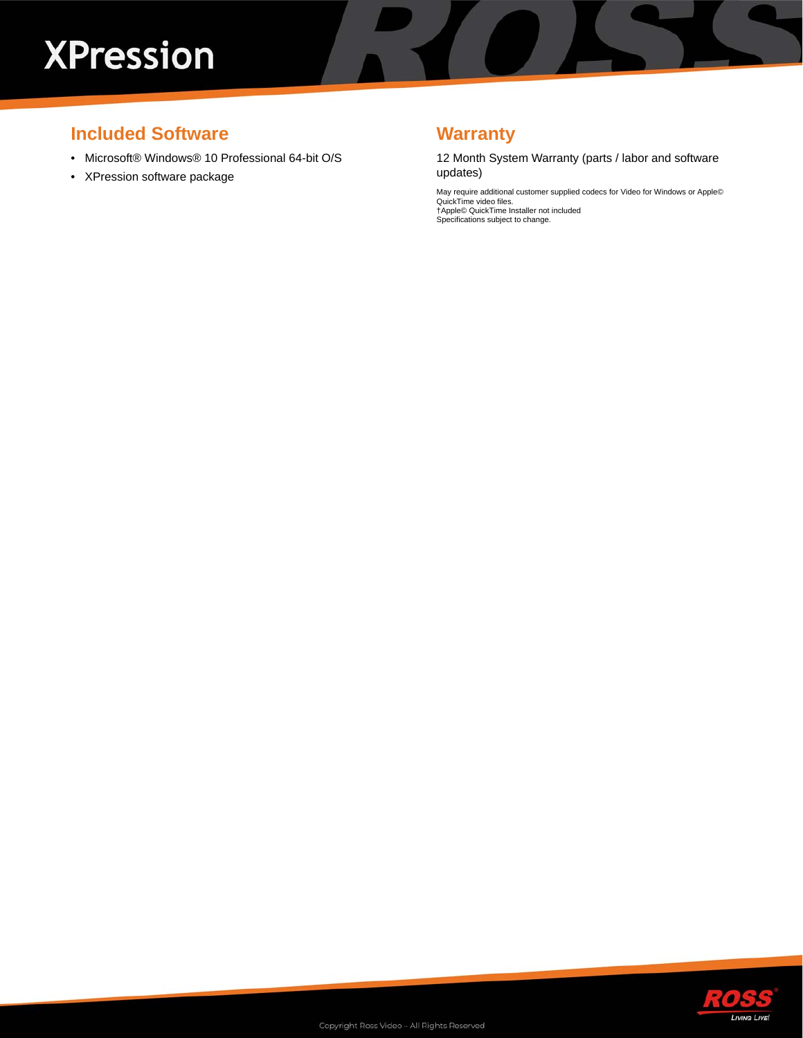## Included Software

- Microsoft® Windows® 10 Professional 64-bit O/S
- XPression software package

## Warranty

12 Month System Warranty (parts / labor and software updates)

May require additional customer supplied codecs for Video for Windows or Apple© QuickTime video files.
†Apple© QuickTime Installer not included
Specifications subject to change.